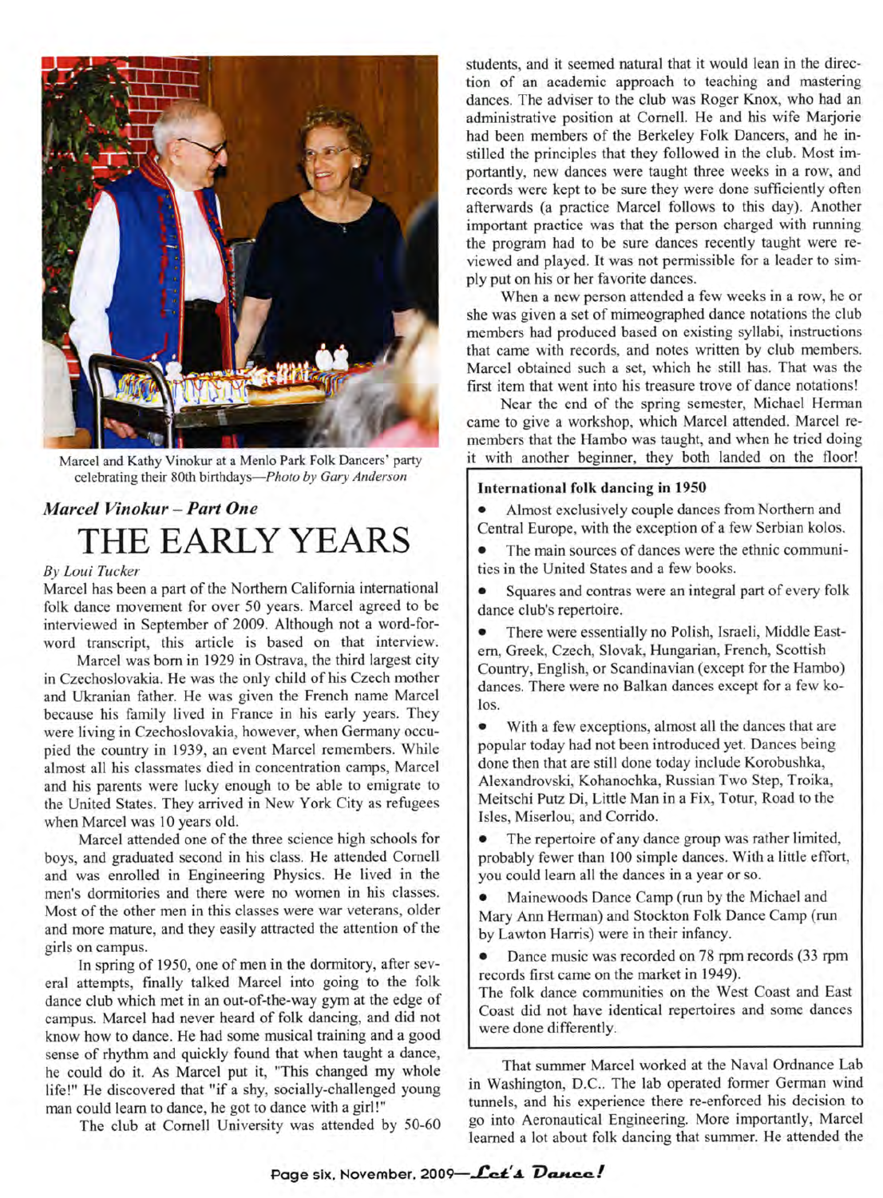Marcel and Kathy Vinokur at a Menlo Park Folk Dancers' party celebrating their 80th birthdays—*Photo by Gary Anderson*

## *Marcel Vinokur – Part One*

# THE EARLY YEARS

*By Loui Tucker*

Marcel has been a part of the Northern California international folk dance movement for over 50 years. Marcel agreed to be interviewed in September of 2009. Although not a word-for-word transcript, this article is based on that interview.

Marcel was born in 1929 in Ostrava, the third largest city in Czechoslovakia. He was the only child of his Czech mother and Ukranian father. He was given the French name Marcel because his family lived in France in his early years. They were living in Czechoslovakia, however, when Germany occupied the country in 1939, an event Marcel remembers. While almost all his classmates died in concentration camps, Marcel and his parents were lucky enough to be able to emigrate to the United States. They arrived in New York City as refugees when Marcel was 10 years old.

Marcel attended one of the three science high schools for boys, and graduated second in his class. He attended Cornell and was enrolled in Engineering Physics. He lived in the men's dormitories and there were no women in his classes. Most of the other men in this classes were war veterans, older and more mature, and they easily attracted the attention of the girls on campus.

In spring of 1950, one of men in the dormitory, after several attempts, finally talked Marcel into going to the folk dance club which met in an out-of-the-way gym at the edge of campus. Marcel had never heard of folk dancing, and did not know how to dance. He had some musical training and a good sense of rhythm and quickly found that when taught a dance, he could do it. As Marcel put it, "This changed my whole life!" He discovered that "if a shy, socially-challenged young man could learn to dance, he got to dance with a girl!"

The club at Cornell University was attended by 50-60 students, and it seemed natural that it would lean in the direction of an academic approach to teaching and mastering dances. The adviser to the club was Roger Knox, who had an administrative position at Cornell. He and his wife Marjorie had been members of the Berkeley Folk Dancers, and he instilled the principles that they followed in the club. Most importantly, new dances were taught three weeks in a row, and records were kept to be sure they were done sufficiently often afterwards (a practice Marcel follows to this day). Another important practice was that the person charged with running the program had to be sure dances recently taught were reviewed and played. It was not permissible for a leader to simply put on his or her favorite dances.

When a new person attended a few weeks in a row, he or she was given a set of mimeographed dance notations the club members had produced based on existing syllabi, instructions that came with records, and notes written by club members. Marcel obtained such a set, which he still has. That was the first item that went into his treasure trove of dance notations!

Near the end of the spring semester, Michael Herman came to give a workshop, which Marcel attended. Marcel remembers that the Hambo was taught, and when he tried doing it with another beginner, they both landed on the floor!

### International folk dancing in 1950

- Almost exclusively couple dances from Northern and Central Europe, with the exception of a few Serbian kolos.
- The main sources of dances were the ethnic communities in the United States and a few books.
- Squares and contras were an integral part of every folk dance club's repertoire.
- There were essentially no Polish, Israeli, Middle Eastern, Greek, Czech, Slovak, Hungarian, French, Scottish Country, English, or Scandinavian (except for the Hambo) dances. There were no Balkan dances except for a few kolos.
- With a few exceptions, almost all the dances that are popular today had not been introduced yet. Dances being done then that are still done today include Korobushka, Alexandrovski, Kohanochka, Russian Two Step, Troika, Meitschi Putz Di, Little Man in a Fix, Totur, Road to the Isles, Miserlou, and Corrido.
- The repertoire of any dance group was rather limited, probably fewer than 100 simple dances. With a little effort, you could learn all the dances in a year or so.
- Mainewoods Dance Camp (run by the Michael and Mary Ann Herman) and Stockton Folk Dance Camp (run by Lawton Harris) were in their infancy.
- Dance music was recorded on 78 rpm records (33 rpm records first came on the market in 1949).

The folk dance communities on the West Coast and East Coast did not have identical repertoires and some dances were done differently.

That summer Marcel worked at the Naval Ordnance Lab in Washington, D.C.. The lab operated former German wind tunnels, and his experience there re-enforced his decision to go into Aeronautical Engineering. More importantly, Marcel learned a lot about folk dancing that summer. He attended the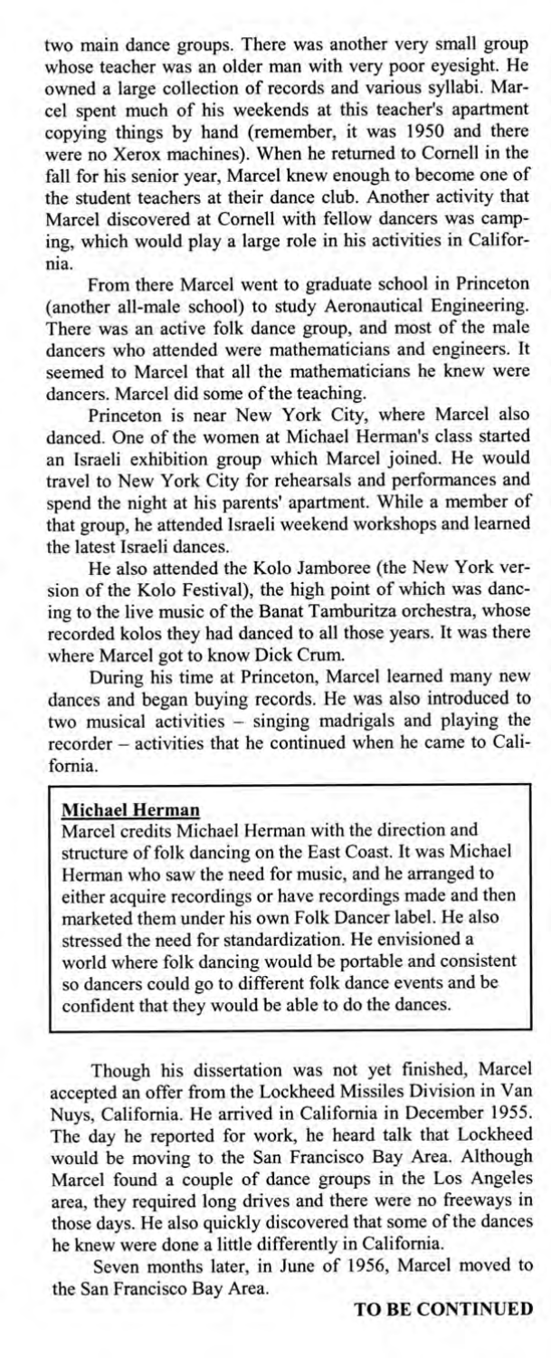two main dance groups. There was another very small group whose teacher was an older man with very poor eyesight. He owned a large collection of records and various syllabi. Marcel spent much of his weekends at this teacher's apartment copying things by hand (remember, it was 1950 and there were no Xerox machines). When he returned to Cornell in the fall for his senior year, Marcel knew enough to become one of the student teachers at their dance club. Another activity that Marcel discovered at Cornell with fellow dancers was camping, which would play a large role in his activities in California.

From there Marcel went to graduate school in Princeton (another all-male school) to study Aeronautical Engineering. There was an active folk dance group, and most of the male dancers who attended were mathematicians and engineers. It seemed to Marcel that all the mathematicians he knew were dancers. Marcel did some of the teaching.

Princeton is near New York City, where Marcel also danced. One of the women at Michael Herman's class started an Israeli exhibition group which Marcel joined. He would travel to New York City for rehearsals and performances and spend the night at his parents' apartment. While a member of that group, he attended Israeli weekend workshops and learned the latest Israeli dances.

He also attended the Kolo Jamboree (the New York version of the Kolo Festival), the high point of which was dancing to the live music of the Banat Tamburitza orchestra, whose recorded kolos they had danced to all those years. It was there where Marcel got to know Dick Crum.

During his time at Princeton, Marcel learned many new dances and began buying records. He was also introduced to two musical activities – singing madrigals and playing the recorder – activities that he continued when he came to California.

**Michael Herman**

Marcel credits Michael Herman with the direction and structure of folk dancing on the East Coast. It was Michael Herman who saw the need for music, and he arranged to either acquire recordings or have recordings made and then marketed them under his own Folk Dancer label. He also stressed the need for standardization. He envisioned a world where folk dancing would be portable and consistent so dancers could go to different folk dance events and be confident that they would be able to do the dances.

Though his dissertation was not yet finished, Marcel accepted an offer from the Lockheed Missiles Division in Van Nuys, California. He arrived in California in December 1955. The day he reported for work, he heard talk that Lockheed would be moving to the San Francisco Bay Area. Although Marcel found a couple of dance groups in the Los Angeles area, they required long drives and there were no freeways in those days. He also quickly discovered that some of the dances he knew were done a little differently in California.

Seven months later, in June of 1956, Marcel moved to the San Francisco Bay Area.

**TO BE CONTINUED**